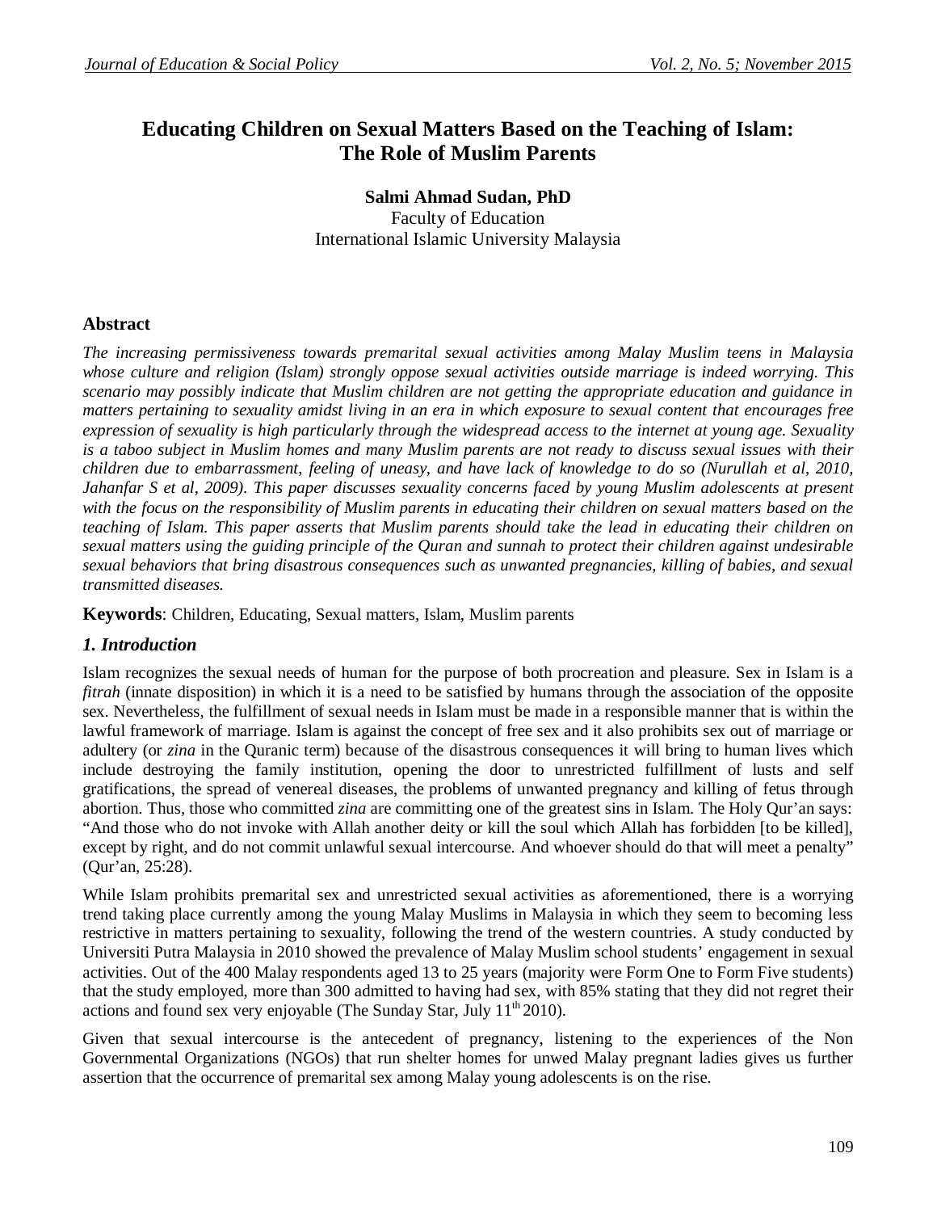# Educating Children on Sexual Matters Based on the Teaching of Islam: The Role of Muslim Parents

**Salmi Ahmad Sudan, PhD**
Faculty of Education
International Islamic University Malaysia

## Abstract

*The increasing permissiveness towards premarital sexual activities among Malay Muslim teens in Malaysia whose culture and religion (Islam) strongly oppose sexual activities outside marriage is indeed worrying. This scenario may possibly indicate that Muslim children are not getting the appropriate education and guidance in matters pertaining to sexuality amidst living in an era in which exposure to sexual content that encourages free expression of sexuality is high particularly through the widespread access to the internet at young age. Sexuality is a taboo subject in Muslim homes and many Muslim parents are not ready to discuss sexual issues with their children due to embarrassment, feeling of uneasy, and have lack of knowledge to do so (Nurullah et al, 2010, Jahanfar S et al, 2009). This paper discusses sexuality concerns faced by young Muslim adolescents at present with the focus on the responsibility of Muslim parents in educating their children on sexual matters based on the teaching of Islam. This paper asserts that Muslim parents should take the lead in educating their children on sexual matters using the guiding principle of the Quran and sunnah to protect their children against undesirable sexual behaviors that bring disastrous consequences such as unwanted pregnancies, killing of babies, and sexual transmitted diseases.*

**Keywords**: Children, Educating, Sexual matters, Islam, Muslim parents

## *1. Introduction*

Islam recognizes the sexual needs of human for the purpose of both procreation and pleasure. Sex in Islam is a *fitrah* (innate disposition) in which it is a need to be satisfied by humans through the association of the opposite sex. Nevertheless, the fulfillment of sexual needs in Islam must be made in a responsible manner that is within the lawful framework of marriage. Islam is against the concept of free sex and it also prohibits sex out of marriage or adultery (or *zina* in the Quranic term) because of the disastrous consequences it will bring to human lives which include destroying the family institution, opening the door to unrestricted fulfillment of lusts and self gratifications, the spread of venereal diseases, the problems of unwanted pregnancy and killing of fetus through abortion. Thus, those who committed *zina* are committing one of the greatest sins in Islam. The Holy Qur'an says: "And those who do not invoke with Allah another deity or kill the soul which Allah has forbidden [to be killed], except by right, and do not commit unlawful sexual intercourse. And whoever should do that will meet a penalty" (Qur'an, 25:28).

While Islam prohibits premarital sex and unrestricted sexual activities as aforementioned, there is a worrying trend taking place currently among the young Malay Muslims in Malaysia in which they seem to becoming less restrictive in matters pertaining to sexuality, following the trend of the western countries. A study conducted by Universiti Putra Malaysia in 2010 showed the prevalence of Malay Muslim school students' engagement in sexual activities. Out of the 400 Malay respondents aged 13 to 25 years (majority were Form One to Form Five students) that the study employed, more than 300 admitted to having had sex, with 85% stating that they did not regret their actions and found sex very enjoyable (The Sunday Star, July 11th 2010).

Given that sexual intercourse is the antecedent of pregnancy, listening to the experiences of the Non Governmental Organizations (NGOs) that run shelter homes for unwed Malay pregnant ladies gives us further assertion that the occurrence of premarital sex among Malay young adolescents is on the rise.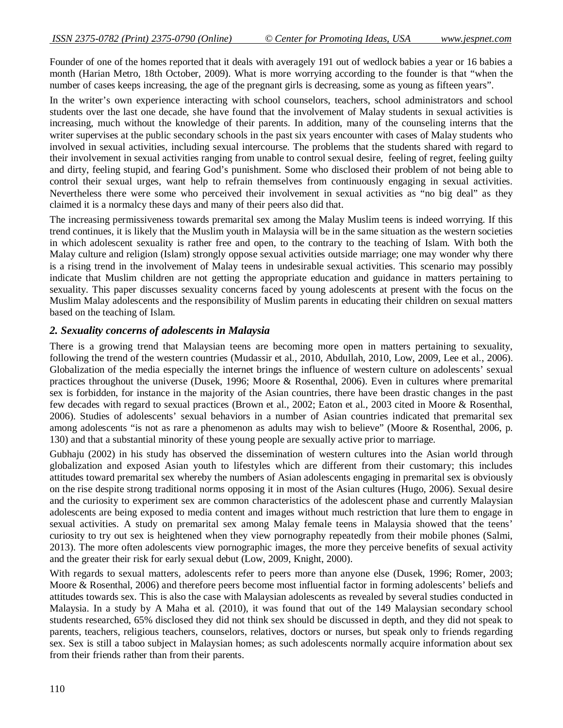Founder of one of the homes reported that it deals with averagely 191 out of wedlock babies a year or 16 babies a month (Harian Metro, 18th October, 2009). What is more worrying according to the founder is that "when the number of cases keeps increasing, the age of the pregnant girls is decreasing, some as young as fifteen years".

In the writer's own experience interacting with school counselors, teachers, school administrators and school students over the last one decade, she have found that the involvement of Malay students in sexual activities is increasing, much without the knowledge of their parents. In addition, many of the counseling interns that the writer supervises at the public secondary schools in the past six years encounter with cases of Malay students who involved in sexual activities, including sexual intercourse. The problems that the students shared with regard to their involvement in sexual activities ranging from unable to control sexual desire, feeling of regret, feeling guilty and dirty, feeling stupid, and fearing God's punishment. Some who disclosed their problem of not being able to control their sexual urges, want help to refrain themselves from continuously engaging in sexual activities. Nevertheless there were some who perceived their involvement in sexual activities as "no big deal" as they claimed it is a normalcy these days and many of their peers also did that.

The increasing permissiveness towards premarital sex among the Malay Muslim teens is indeed worrying. If this trend continues, it is likely that the Muslim youth in Malaysia will be in the same situation as the western societies in which adolescent sexuality is rather free and open, to the contrary to the teaching of Islam. With both the Malay culture and religion (Islam) strongly oppose sexual activities outside marriage; one may wonder why there is a rising trend in the involvement of Malay teens in undesirable sexual activities. This scenario may possibly indicate that Muslim children are not getting the appropriate education and guidance in matters pertaining to sexuality. This paper discusses sexuality concerns faced by young adolescents at present with the focus on the Muslim Malay adolescents and the responsibility of Muslim parents in educating their children on sexual matters based on the teaching of Islam.

## *2. Sexuality concerns of adolescents in Malaysia*

There is a growing trend that Malaysian teens are becoming more open in matters pertaining to sexuality, following the trend of the western countries (Mudassir et al., 2010, Abdullah, 2010, Low, 2009, Lee et al., 2006). Globalization of the media especially the internet brings the influence of western culture on adolescents' sexual practices throughout the universe (Dusek, 1996; Moore & Rosenthal, 2006). Even in cultures where premarital sex is forbidden, for instance in the majority of the Asian countries, there have been drastic changes in the past few decades with regard to sexual practices (Brown et al., 2002; Eaton et al., 2003 cited in Moore & Rosenthal, 2006). Studies of adolescents' sexual behaviors in a number of Asian countries indicated that premarital sex among adolescents "is not as rare a phenomenon as adults may wish to believe" (Moore & Rosenthal, 2006, p. 130) and that a substantial minority of these young people are sexually active prior to marriage.

Gubhaju (2002) in his study has observed the dissemination of western cultures into the Asian world through globalization and exposed Asian youth to lifestyles which are different from their customary; this includes attitudes toward premarital sex whereby the numbers of Asian adolescents engaging in premarital sex is obviously on the rise despite strong traditional norms opposing it in most of the Asian cultures (Hugo, 2006). Sexual desire and the curiosity to experiment sex are common characteristics of the adolescent phase and currently Malaysian adolescents are being exposed to media content and images without much restriction that lure them to engage in sexual activities. A study on premarital sex among Malay female teens in Malaysia showed that the teens' curiosity to try out sex is heightened when they view pornography repeatedly from their mobile phones (Salmi, 2013). The more often adolescents view pornographic images, the more they perceive benefits of sexual activity and the greater their risk for early sexual debut (Low, 2009, Knight, 2000).

With regards to sexual matters, adolescents refer to peers more than anyone else (Dusek, 1996; Romer, 2003; Moore & Rosenthal, 2006) and therefore peers become most influential factor in forming adolescents' beliefs and attitudes towards sex. This is also the case with Malaysian adolescents as revealed by several studies conducted in Malaysia. In a study by A Maha et al. (2010), it was found that out of the 149 Malaysian secondary school students researched, 65% disclosed they did not think sex should be discussed in depth, and they did not speak to parents, teachers, religious teachers, counselors, relatives, doctors or nurses, but speak only to friends regarding sex. Sex is still a taboo subject in Malaysian homes; as such adolescents normally acquire information about sex from their friends rather than from their parents.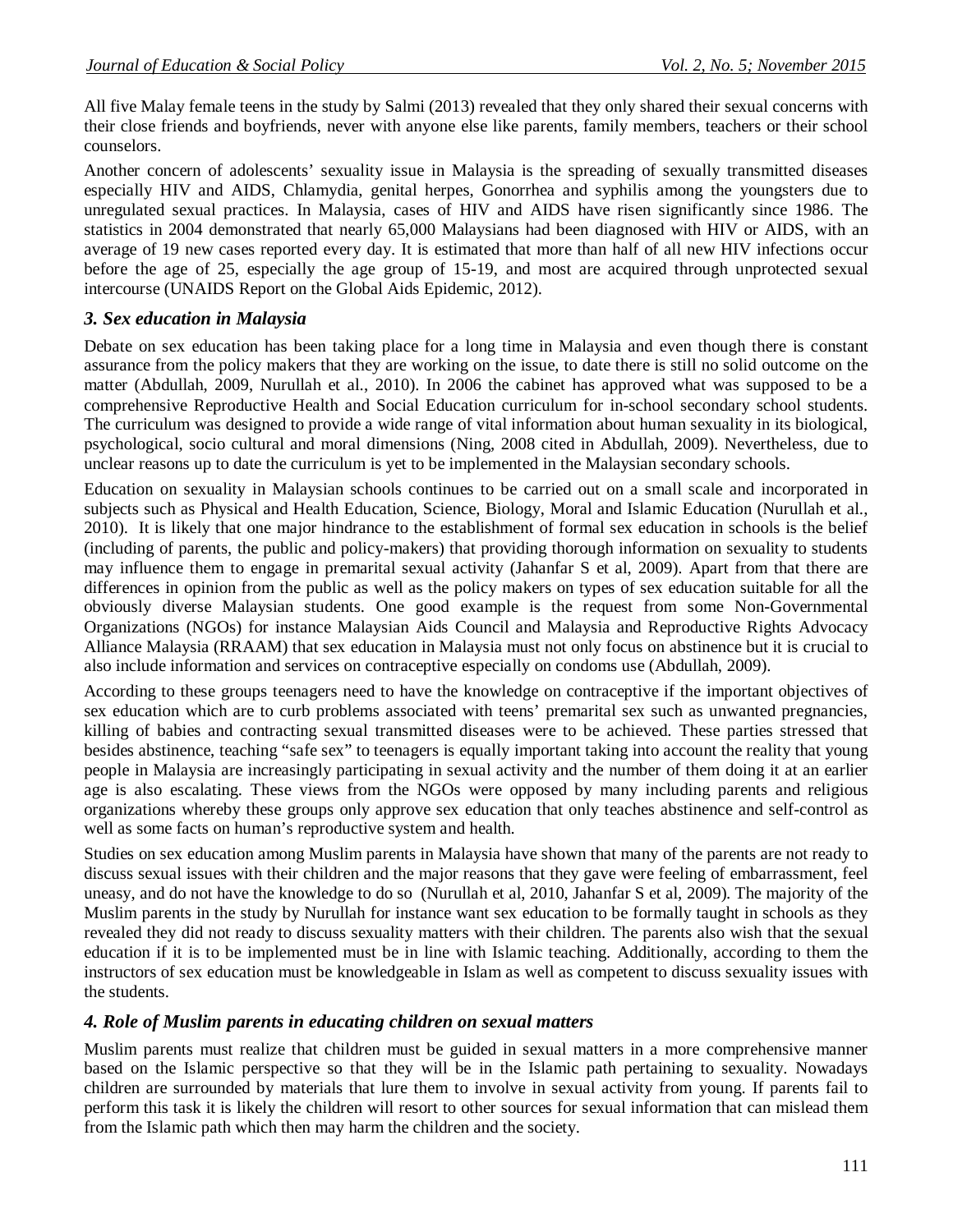All five Malay female teens in the study by Salmi (2013) revealed that they only shared their sexual concerns with their close friends and boyfriends, never with anyone else like parents, family members, teachers or their school counselors.

Another concern of adolescents' sexuality issue in Malaysia is the spreading of sexually transmitted diseases especially HIV and AIDS, Chlamydia, genital herpes, Gonorrhea and syphilis among the youngsters due to unregulated sexual practices. In Malaysia, cases of HIV and AIDS have risen significantly since 1986. The statistics in 2004 demonstrated that nearly 65,000 Malaysians had been diagnosed with HIV or AIDS, with an average of 19 new cases reported every day. It is estimated that more than half of all new HIV infections occur before the age of 25, especially the age group of 15-19, and most are acquired through unprotected sexual intercourse (UNAIDS Report on the Global Aids Epidemic, 2012).

### *3. Sex education in Malaysia*

Debate on sex education has been taking place for a long time in Malaysia and even though there is constant assurance from the policy makers that they are working on the issue, to date there is still no solid outcome on the matter (Abdullah, 2009, Nurullah et al., 2010). In 2006 the cabinet has approved what was supposed to be a comprehensive Reproductive Health and Social Education curriculum for in-school secondary school students. The curriculum was designed to provide a wide range of vital information about human sexuality in its biological, psychological, socio cultural and moral dimensions (Ning, 2008 cited in Abdullah, 2009). Nevertheless, due to unclear reasons up to date the curriculum is yet to be implemented in the Malaysian secondary schools.

Education on sexuality in Malaysian schools continues to be carried out on a small scale and incorporated in subjects such as Physical and Health Education, Science, Biology, Moral and Islamic Education (Nurullah et al., 2010). It is likely that one major hindrance to the establishment of formal sex education in schools is the belief (including of parents, the public and policy-makers) that providing thorough information on sexuality to students may influence them to engage in premarital sexual activity (Jahanfar S et al, 2009). Apart from that there are differences in opinion from the public as well as the policy makers on types of sex education suitable for all the obviously diverse Malaysian students. One good example is the request from some Non-Governmental Organizations (NGOs) for instance Malaysian Aids Council and Malaysia and Reproductive Rights Advocacy Alliance Malaysia (RRAAM) that sex education in Malaysia must not only focus on abstinence but it is crucial to also include information and services on contraceptive especially on condoms use (Abdullah, 2009).

According to these groups teenagers need to have the knowledge on contraceptive if the important objectives of sex education which are to curb problems associated with teens' premarital sex such as unwanted pregnancies, killing of babies and contracting sexual transmitted diseases were to be achieved. These parties stressed that besides abstinence, teaching "safe sex" to teenagers is equally important taking into account the reality that young people in Malaysia are increasingly participating in sexual activity and the number of them doing it at an earlier age is also escalating. These views from the NGOs were opposed by many including parents and religious organizations whereby these groups only approve sex education that only teaches abstinence and self-control as well as some facts on human's reproductive system and health.

Studies on sex education among Muslim parents in Malaysia have shown that many of the parents are not ready to discuss sexual issues with their children and the major reasons that they gave were feeling of embarrassment, feel uneasy, and do not have the knowledge to do so (Nurullah et al, 2010, Jahanfar S et al, 2009). The majority of the Muslim parents in the study by Nurullah for instance want sex education to be formally taught in schools as they revealed they did not ready to discuss sexuality matters with their children. The parents also wish that the sexual education if it is to be implemented must be in line with Islamic teaching. Additionally, according to them the instructors of sex education must be knowledgeable in Islam as well as competent to discuss sexuality issues with the students.

### *4. Role of Muslim parents in educating children on sexual matters*

Muslim parents must realize that children must be guided in sexual matters in a more comprehensive manner based on the Islamic perspective so that they will be in the Islamic path pertaining to sexuality. Nowadays children are surrounded by materials that lure them to involve in sexual activity from young. If parents fail to perform this task it is likely the children will resort to other sources for sexual information that can mislead them from the Islamic path which then may harm the children and the society.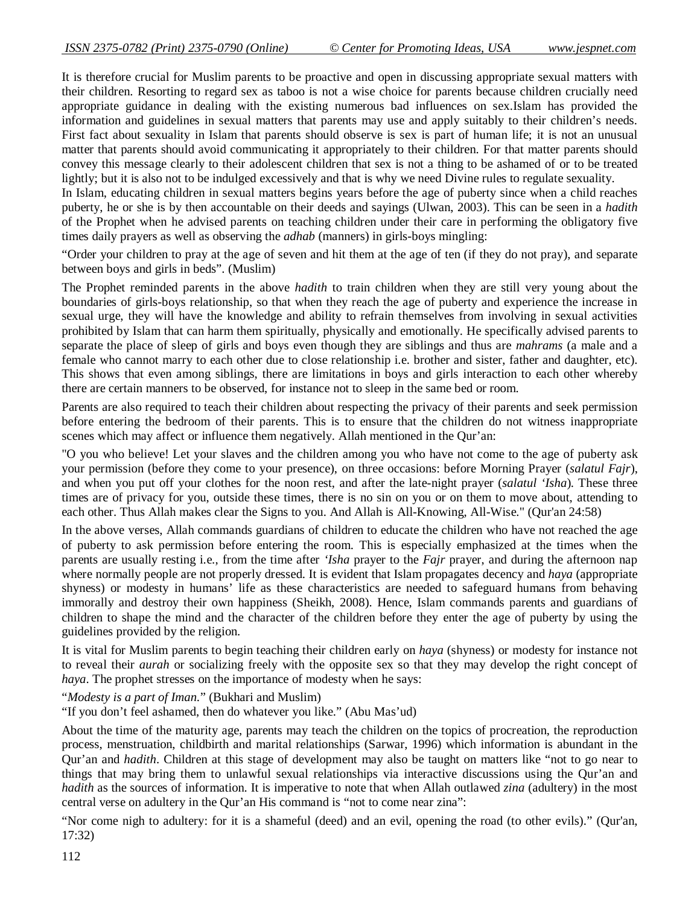It is therefore crucial for Muslim parents to be proactive and open in discussing appropriate sexual matters with their children. Resorting to regard sex as taboo is not a wise choice for parents because children crucially need appropriate guidance in dealing with the existing numerous bad influences on sex.Islam has provided the information and guidelines in sexual matters that parents may use and apply suitably to their children's needs. First fact about sexuality in Islam that parents should observe is sex is part of human life; it is not an unusual matter that parents should avoid communicating it appropriately to their children. For that matter parents should convey this message clearly to their adolescent children that sex is not a thing to be ashamed of or to be treated lightly; but it is also not to be indulged excessively and that is why we need Divine rules to regulate sexuality.

In Islam, educating children in sexual matters begins years before the age of puberty since when a child reaches puberty, he or she is by then accountable on their deeds and sayings (Ulwan, 2003). This can be seen in a *hadith* of the Prophet when he advised parents on teaching children under their care in performing the obligatory five times daily prayers as well as observing the *adhab* (manners) in girls-boys mingling:

"Order your children to pray at the age of seven and hit them at the age of ten (if they do not pray), and separate between boys and girls in beds". (Muslim)

The Prophet reminded parents in the above *hadith* to train children when they are still very young about the boundaries of girls-boys relationship, so that when they reach the age of puberty and experience the increase in sexual urge, they will have the knowledge and ability to refrain themselves from involving in sexual activities prohibited by Islam that can harm them spiritually, physically and emotionally. He specifically advised parents to separate the place of sleep of girls and boys even though they are siblings and thus are *mahrams* (a male and a female who cannot marry to each other due to close relationship i.e. brother and sister, father and daughter, etc). This shows that even among siblings, there are limitations in boys and girls interaction to each other whereby there are certain manners to be observed, for instance not to sleep in the same bed or room.

Parents are also required to teach their children about respecting the privacy of their parents and seek permission before entering the bedroom of their parents. This is to ensure that the children do not witness inappropriate scenes which may affect or influence them negatively. Allah mentioned in the Qur'an:

"O you who believe! Let your slaves and the children among you who have not come to the age of puberty ask your permission (before they come to your presence), on three occasions: before Morning Prayer (*salatul Fajr*), and when you put off your clothes for the noon rest, and after the late-night prayer (*salatul 'Isha*). These three times are of privacy for you, outside these times, there is no sin on you or on them to move about, attending to each other. Thus Allah makes clear the Signs to you. And Allah is All-Knowing, All-Wise." (Qur'an 24:58)

In the above verses, Allah commands guardians of children to educate the children who have not reached the age of puberty to ask permission before entering the room. This is especially emphasized at the times when the parents are usually resting i.e., from the time after *'Isha* prayer to the *Fajr* prayer, and during the afternoon nap where normally people are not properly dressed. It is evident that Islam propagates decency and *haya* (appropriate shyness) or modesty in humans' life as these characteristics are needed to safeguard humans from behaving immorally and destroy their own happiness (Sheikh, 2008). Hence, Islam commands parents and guardians of children to shape the mind and the character of the children before they enter the age of puberty by using the guidelines provided by the religion.

It is vital for Muslim parents to begin teaching their children early on *haya* (shyness) or modesty for instance not to reveal their *aurah* or socializing freely with the opposite sex so that they may develop the right concept of *haya*. The prophet stresses on the importance of modesty when he says:

"*Modesty is a part of Iman.*" (Bukhari and Muslim)

"If you don't feel ashamed, then do whatever you like." (Abu Mas'ud)

About the time of the maturity age, parents may teach the children on the topics of procreation, the reproduction process, menstruation, childbirth and marital relationships (Sarwar, 1996) which information is abundant in the Qur'an and *hadith*. Children at this stage of development may also be taught on matters like "not to go near to things that may bring them to unlawful sexual relationships via interactive discussions using the Qur'an and *hadith* as the sources of information. It is imperative to note that when Allah outlawed *zina* (adultery) in the most central verse on adultery in the Qur'an His command is "not to come near zina":

"Nor come nigh to adultery: for it is a shameful (deed) and an evil, opening the road (to other evils)." (Qur'an, 17:32)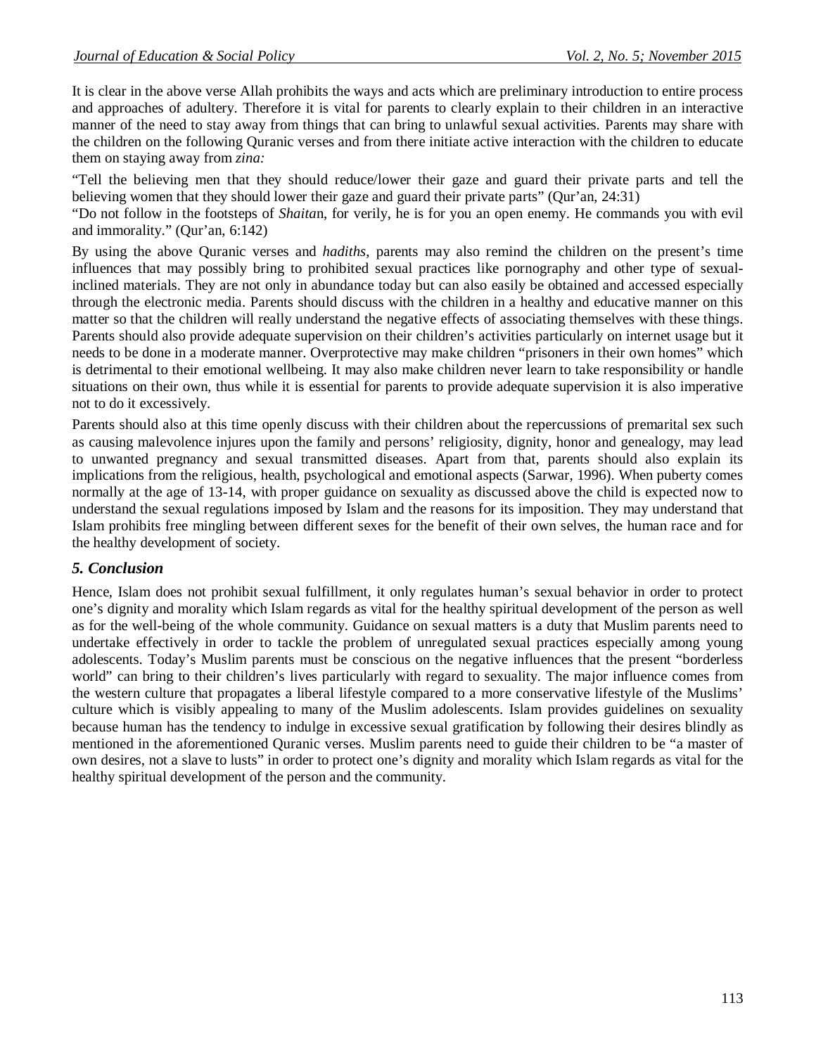It is clear in the above verse Allah prohibits the ways and acts which are preliminary introduction to entire process and approaches of adultery. Therefore it is vital for parents to clearly explain to their children in an interactive manner of the need to stay away from things that can bring to unlawful sexual activities. Parents may share with the children on the following Quranic verses and from there initiate active interaction with the children to educate them on staying away from *zina:*

"Tell the believing men that they should reduce/lower their gaze and guard their private parts and tell the believing women that they should lower their gaze and guard their private parts" (Qur'an, 24:31)

"Do not follow in the footsteps of *Shaita*n, for verily, he is for you an open enemy. He commands you with evil and immorality." (Qur'an, 6:142)

By using the above Quranic verses and *hadiths*, parents may also remind the children on the present's time influences that may possibly bring to prohibited sexual practices like pornography and other type of sexual-inclined materials. They are not only in abundance today but can also easily be obtained and accessed especially through the electronic media. Parents should discuss with the children in a healthy and educative manner on this matter so that the children will really understand the negative effects of associating themselves with these things. Parents should also provide adequate supervision on their children's activities particularly on internet usage but it needs to be done in a moderate manner. Overprotective may make children "prisoners in their own homes" which is detrimental to their emotional wellbeing. It may also make children never learn to take responsibility or handle situations on their own, thus while it is essential for parents to provide adequate supervision it is also imperative not to do it excessively.

Parents should also at this time openly discuss with their children about the repercussions of premarital sex such as causing malevolence injures upon the family and persons' religiosity, dignity, honor and genealogy, may lead to unwanted pregnancy and sexual transmitted diseases. Apart from that, parents should also explain its implications from the religious, health, psychological and emotional aspects (Sarwar, 1996). When puberty comes normally at the age of 13-14, with proper guidance on sexuality as discussed above the child is expected now to understand the sexual regulations imposed by Islam and the reasons for its imposition. They may understand that Islam prohibits free mingling between different sexes for the benefit of their own selves, the human race and for the healthy development of society.

## *5. Conclusion*

Hence, Islam does not prohibit sexual fulfillment, it only regulates human's sexual behavior in order to protect one's dignity and morality which Islam regards as vital for the healthy spiritual development of the person as well as for the well-being of the whole community. Guidance on sexual matters is a duty that Muslim parents need to undertake effectively in order to tackle the problem of unregulated sexual practices especially among young adolescents. Today's Muslim parents must be conscious on the negative influences that the present "borderless world" can bring to their children's lives particularly with regard to sexuality. The major influence comes from the western culture that propagates a liberal lifestyle compared to a more conservative lifestyle of the Muslims' culture which is visibly appealing to many of the Muslim adolescents. Islam provides guidelines on sexuality because human has the tendency to indulge in excessive sexual gratification by following their desires blindly as mentioned in the aforementioned Quranic verses. Muslim parents need to guide their children to be "a master of own desires, not a slave to lusts" in order to protect one's dignity and morality which Islam regards as vital for the healthy spiritual development of the person and the community.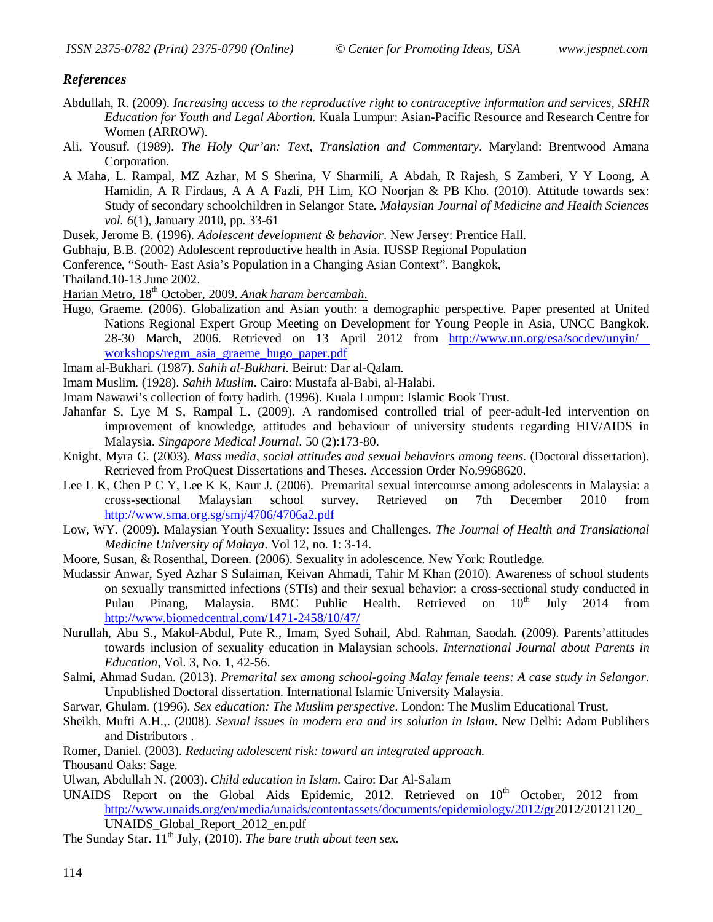### *References*

Abdullah, R. (2009). *Increasing access to the reproductive right to contraceptive information and services, SRHR Education for Youth and Legal Abortion.* Kuala Lumpur: Asian-Pacific Resource and Research Centre for Women (ARROW).

Ali, Yousuf. (1989). *The Holy Qur'an: Text, Translation and Commentary*. Maryland: Brentwood Amana Corporation.

A Maha, L. Rampal, MZ Azhar, M S Sherina, V Sharmili, A Abdah, R Rajesh, S Zamberi, Y Y Loong, A Hamidin, A R Firdaus, A A A Fazli, PH Lim, KO Noorjan & PB Kho. (2010). Attitude towards sex: Study of secondary schoolchildren in Selangor State**.** *Malaysian Journal of Medicine and Health Sciences vol. 6*(1), January 2010, pp. 33-61

Dusek, Jerome B. (1996). *Adolescent development & behavior*. New Jersey: Prentice Hall.

Gubhaju, B.B. (2002) Adolescent reproductive health in Asia. IUSSP Regional Population

Conference, "South- East Asia's Population in a Changing Asian Context". Bangkok,

Thailand.10-13 June 2002.

Harian Metro, 18th October, 2009. *Anak haram bercambah*.

Hugo, Graeme. (2006). Globalization and Asian youth: a demographic perspective. Paper presented at United Nations Regional Expert Group Meeting on Development for Young People in Asia, UNCC Bangkok. 28-30 March, 2006. Retrieved on 13 April 2012 from http://www.un.org/esa/socdev/unyin/ workshops/regm_asia_graeme_hugo_paper.pdf

Imam al-Bukhari. (1987). *Sahih al-Bukhari*. Beirut: Dar al-Qalam.

Imam Muslim. (1928). *Sahih Muslim*. Cairo: Mustafa al-Babi, al-Halabi.

Imam Nawawi's collection of forty hadith. (1996). Kuala Lumpur: Islamic Book Trust.

Jahanfar S, Lye M S, Rampal L. (2009). A randomised controlled trial of peer-adult-led intervention on improvement of knowledge, attitudes and behaviour of university students regarding HIV/AIDS in Malaysia. *Singapore Medical Journal*. 50 (2):173-80.

Knight, Myra G. (2003). *Mass media, social attitudes and sexual behaviors among teens.* (Doctoral dissertation). Retrieved from ProQuest Dissertations and Theses. Accession Order No.9968620.

Lee L K, Chen P C Y, Lee K K, Kaur J. (2006). Premarital sexual intercourse among adolescents in Malaysia: a cross-sectional Malaysian school survey. Retrieved on 7th December 2010 from http://www.sma.org.sg/smj/4706/4706a2.pdf

Low, WY. (2009). Malaysian Youth Sexuality: Issues and Challenges. *The Journal of Health and Translational Medicine University of Malaya*. Vol 12, no. 1: 3-14.

Moore, Susan, & Rosenthal, Doreen. (2006). Sexuality in adolescence. New York: Routledge.

Mudassir Anwar, Syed Azhar S Sulaiman, Keivan Ahmadi, Tahir M Khan (2010). Awareness of school students on sexually transmitted infections (STIs) and their sexual behavior: a cross-sectional study conducted in Pulau Pinang, Malaysia. BMC Public Health. Retrieved on 10th July 2014 from http://www.biomedcentral.com/1471-2458/10/47/

Nurullah, Abu S., Makol-Abdul, Pute R., Imam, Syed Sohail, Abd. Rahman, Saodah. (2009). Parents'attitudes towards inclusion of sexuality education in Malaysian schools. *International Journal about Parents in Education*, Vol. 3, No. 1, 42-56.

Salmi, Ahmad Sudan. (2013). *Premarital sex among school-going Malay female teens: A case study in Selangor*. Unpublished Doctoral dissertation. International Islamic University Malaysia.

Sarwar, Ghulam. (1996). *Sex education: The Muslim perspective*. London: The Muslim Educational Trust.

Sheikh, Mufti A.H.,. (2008). *Sexual issues in modern era and its solution in Islam*. New Delhi: Adam Publihers and Distributors .

Romer, Daniel. (2003). *Reducing adolescent risk: toward an integrated approach.*

Thousand Oaks: Sage.

Ulwan, Abdullah N. (2003). *Child education in Islam*. Cairo: Dar Al-Salam

UNAIDS Report on the Global Aids Epidemic, 2012. Retrieved on 10th October, 2012 from http://www.unaids.org/en/media/unaids/contentassets/documents/epidemiology/2012/gr2012/20121120_ UNAIDS_Global_Report_2012_en.pdf

The Sunday Star. 11th July, (2010). *The bare truth about teen sex.*